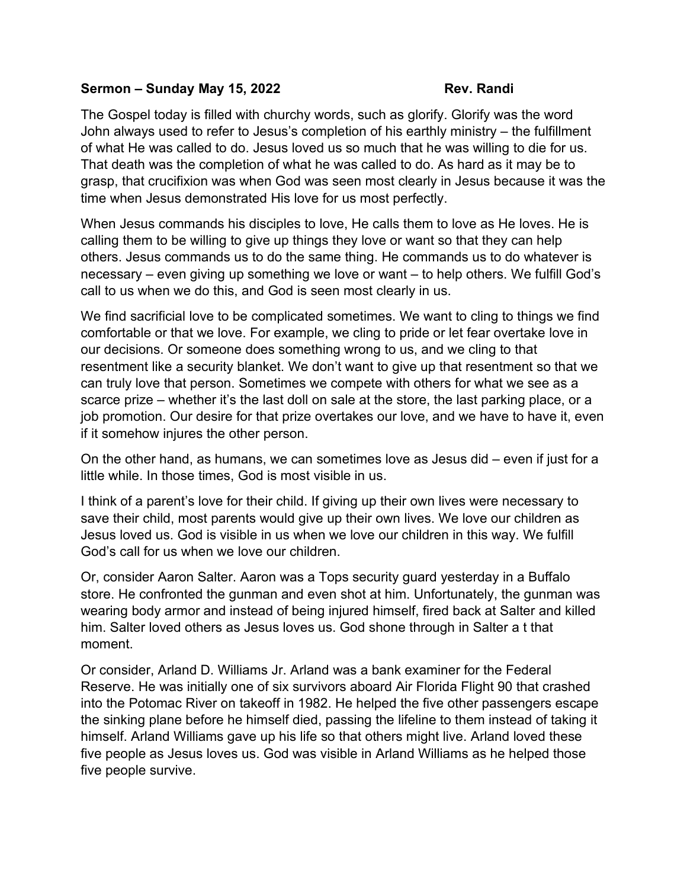**Sermon – Sunday May 15, 2022** **Rev. Randi**

The Gospel today is filled with churchy words, such as glorify. Glorify was the word John always used to refer to Jesus's completion of his earthly ministry – the fulfillment of what He was called to do. Jesus loved us so much that he was willing to die for us. That death was the completion of what he was called to do. As hard as it may be to grasp, that crucifixion was when God was seen most clearly in Jesus because it was the time when Jesus demonstrated His love for us most perfectly.

When Jesus commands his disciples to love, He calls them to love as He loves. He is calling them to be willing to give up things they love or want so that they can help others. Jesus commands us to do the same thing. He commands us to do whatever is necessary – even giving up something we love or want – to help others. We fulfill God's call to us when we do this, and God is seen most clearly in us.

We find sacrificial love to be complicated sometimes. We want to cling to things we find comfortable or that we love. For example, we cling to pride or let fear overtake love in our decisions. Or someone does something wrong to us, and we cling to that resentment like a security blanket. We don't want to give up that resentment so that we can truly love that person. Sometimes we compete with others for what we see as a scarce prize – whether it's the last doll on sale at the store, the last parking place, or a job promotion. Our desire for that prize overtakes our love, and we have to have it, even if it somehow injures the other person.

On the other hand, as humans, we can sometimes love as Jesus did – even if just for a little while. In those times, God is most visible in us.

I think of a parent's love for their child. If giving up their own lives were necessary to save their child, most parents would give up their own lives. We love our children as Jesus loved us. God is visible in us when we love our children in this way. We fulfill God's call for us when we love our children.

Or, consider Aaron Salter. Aaron was a Tops security guard yesterday in a Buffalo store. He confronted the gunman and even shot at him. Unfortunately, the gunman was wearing body armor and instead of being injured himself, fired back at Salter and killed him. Salter loved others as Jesus loves us. God shone through in Salter a t that moment.

Or consider, Arland D. Williams Jr. Arland was a bank examiner for the Federal Reserve. He was initially one of six survivors aboard Air Florida Flight 90 that crashed into the Potomac River on takeoff in 1982. He helped the five other passengers escape the sinking plane before he himself died, passing the lifeline to them instead of taking it himself. Arland Williams gave up his life so that others might live. Arland loved these five people as Jesus loves us. God was visible in Arland Williams as he helped those five people survive.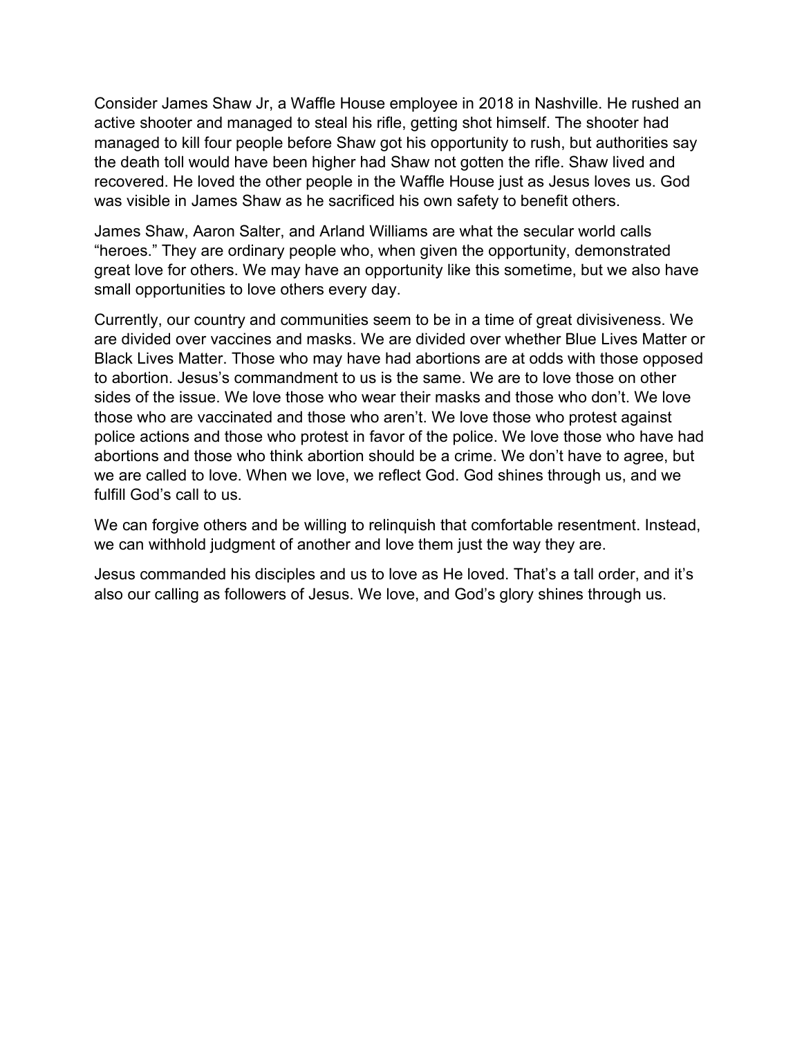Consider James Shaw Jr, a Waffle House employee in 2018 in Nashville. He rushed an active shooter and managed to steal his rifle, getting shot himself. The shooter had managed to kill four people before Shaw got his opportunity to rush, but authorities say the death toll would have been higher had Shaw not gotten the rifle. Shaw lived and recovered. He loved the other people in the Waffle House just as Jesus loves us. God was visible in James Shaw as he sacrificed his own safety to benefit others.

James Shaw, Aaron Salter, and Arland Williams are what the secular world calls "heroes." They are ordinary people who, when given the opportunity, demonstrated great love for others. We may have an opportunity like this sometime, but we also have small opportunities to love others every day.

Currently, our country and communities seem to be in a time of great divisiveness. We are divided over vaccines and masks. We are divided over whether Blue Lives Matter or Black Lives Matter. Those who may have had abortions are at odds with those opposed to abortion. Jesus's commandment to us is the same. We are to love those on other sides of the issue. We love those who wear their masks and those who don't. We love those who are vaccinated and those who aren't. We love those who protest against police actions and those who protest in favor of the police. We love those who have had abortions and those who think abortion should be a crime. We don't have to agree, but we are called to love. When we love, we reflect God. God shines through us, and we fulfill God's call to us.

We can forgive others and be willing to relinquish that comfortable resentment. Instead, we can withhold judgment of another and love them just the way they are.

Jesus commanded his disciples and us to love as He loved. That's a tall order, and it's also our calling as followers of Jesus. We love, and God's glory shines through us.